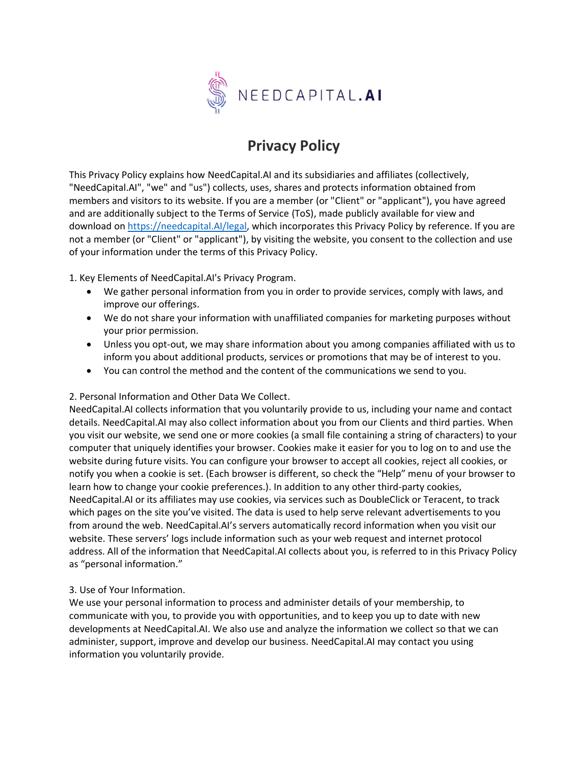NEEDCAPITAL.AI

# Privacy Policy

This Privacy Policy explains how NeedCapital.AI and its subsidiaries and affiliates (collectively, "NeedCapital.AI", "we" and "us") collects, uses, shares and protects information obtained from members and visitors to its website. If you are a member (or "Client" or "applicant"), you have agreed and are additionally subject to the Terms of Service (ToS), made publicly available for view and download on [https://needcapital.AI/legal](https://needcapital.AI/legal), which incorporates this Privacy Policy by reference. If you are not a member (or "Client" or "applicant"), by visiting the website, you consent to the collection and use of your information under the terms of this Privacy Policy.

1. Key Elements of NeedCapital.AI's Privacy Program.

- We gather personal information from you in order to provide services, comply with laws, and improve our offerings.
- We do not share your information with unaffiliated companies for marketing purposes without your prior permission.
- Unless you opt-out, we may share information about you among companies affiliated with us to inform you about additional products, services or promotions that may be of interest to you.
- You can control the method and the content of the communications we send to you.

2. Personal Information and Other Data We Collect.
NeedCapital.AI collects information that you voluntarily provide to us, including your name and contact details. NeedCapital.AI may also collect information about you from our Clients and third parties. When you visit our website, we send one or more cookies (a small file containing a string of characters) to your computer that uniquely identifies your browser. Cookies make it easier for you to log on to and use the website during future visits. You can configure your browser to accept all cookies, reject all cookies, or notify you when a cookie is set. (Each browser is different, so check the "Help" menu of your browser to learn how to change your cookie preferences.). In addition to any other third-party cookies, NeedCapital.AI or its affiliates may use cookies, via services such as DoubleClick or Teracent, to track which pages on the site you've visited. The data is used to help serve relevant advertisements to you from around the web. NeedCapital.AI's servers automatically record information when you visit our website. These servers' logs include information such as your web request and internet protocol address. All of the information that NeedCapital.AI collects about you, is referred to in this Privacy Policy as "personal information."

3. Use of Your Information.
We use your personal information to process and administer details of your membership, to communicate with you, to provide you with opportunities, and to keep you up to date with new developments at NeedCapital.AI. We also use and analyze the information we collect so that we can administer, support, improve and develop our business. NeedCapital.AI may contact you using information you voluntarily provide.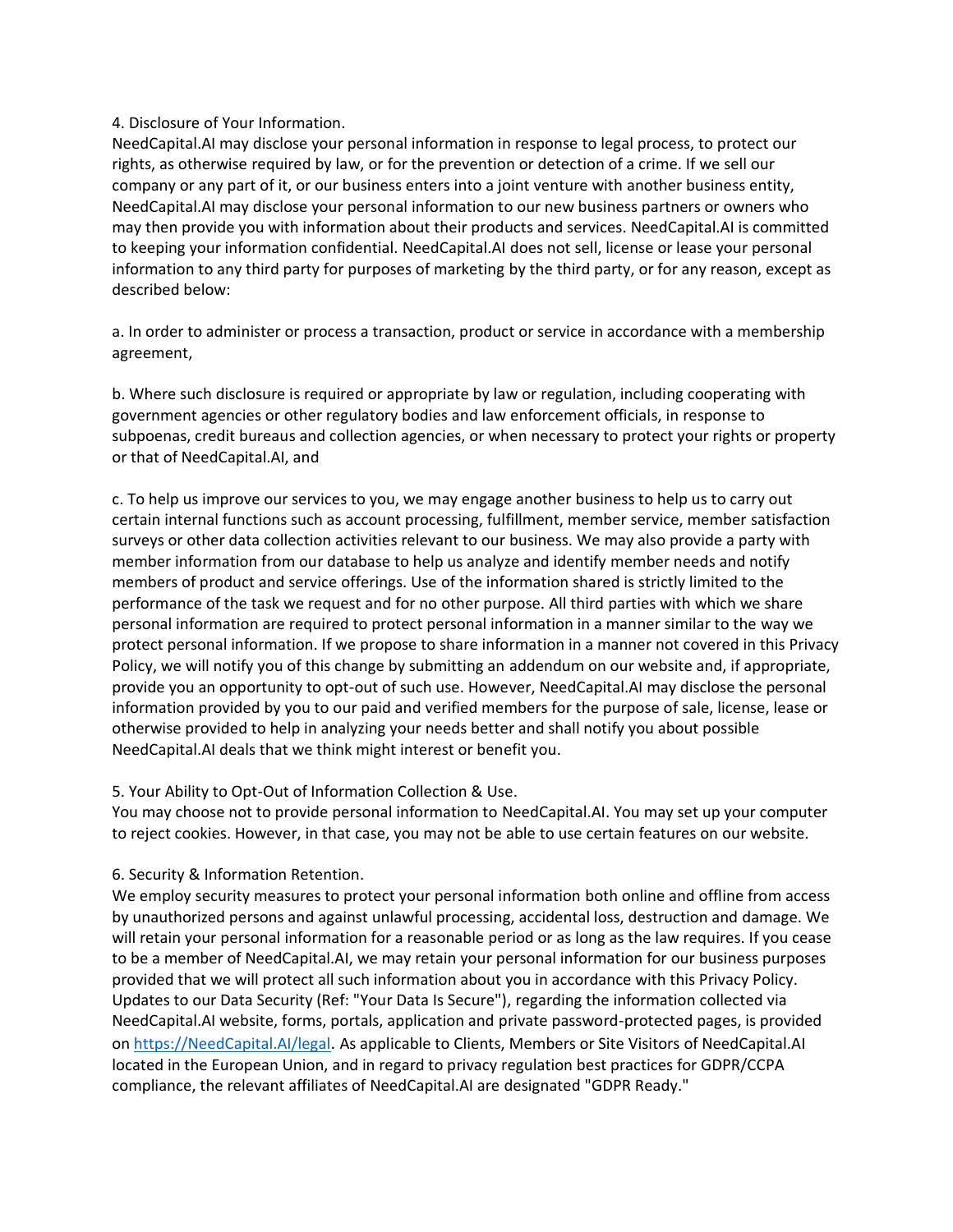4. Disclosure of Your Information.

NeedCapital.AI may disclose your personal information in response to legal process, to protect our rights, as otherwise required by law, or for the prevention or detection of a crime. If we sell our company or any part of it, or our business enters into a joint venture with another business entity, NeedCapital.AI may disclose your personal information to our new business partners or owners who may then provide you with information about their products and services. NeedCapital.AI is committed to keeping your information confidential. NeedCapital.AI does not sell, license or lease your personal information to any third party for purposes of marketing by the third party, or for any reason, except as described below:

a. In order to administer or process a transaction, product or service in accordance with a membership agreement,

b. Where such disclosure is required or appropriate by law or regulation, including cooperating with government agencies or other regulatory bodies and law enforcement officials, in response to subpoenas, credit bureaus and collection agencies, or when necessary to protect your rights or property or that of NeedCapital.AI, and

c. To help us improve our services to you, we may engage another business to help us to carry out certain internal functions such as account processing, fulfillment, member service, member satisfaction surveys or other data collection activities relevant to our business. We may also provide a party with member information from our database to help us analyze and identify member needs and notify members of product and service offerings. Use of the information shared is strictly limited to the performance of the task we request and for no other purpose. All third parties with which we share personal information are required to protect personal information in a manner similar to the way we protect personal information. If we propose to share information in a manner not covered in this Privacy Policy, we will notify you of this change by submitting an addendum on our website and, if appropriate, provide you an opportunity to opt-out of such use. However, NeedCapital.AI may disclose the personal information provided by you to our paid and verified members for the purpose of sale, license, lease or otherwise provided to help in analyzing your needs better and shall notify you about possible NeedCapital.AI deals that we think might interest or benefit you.

5. Your Ability to Opt-Out of Information Collection & Use.

You may choose not to provide personal information to NeedCapital.AI. You may set up your computer to reject cookies. However, in that case, you may not be able to use certain features on our website.

6. Security & Information Retention.

We employ security measures to protect your personal information both online and offline from access by unauthorized persons and against unlawful processing, accidental loss, destruction and damage. We will retain your personal information for a reasonable period or as long as the law requires. If you cease to be a member of NeedCapital.AI, we may retain your personal information for our business purposes provided that we will protect all such information about you in accordance with this Privacy Policy. Updates to our Data Security (Ref: "Your Data Is Secure"), regarding the information collected via NeedCapital.AI website, forms, portals, application and private password-protected pages, is provided on [https://NeedCapital.AI/legal](https://NeedCapital.AI/legal). As applicable to Clients, Members or Site Visitors of NeedCapital.AI located in the European Union, and in regard to privacy regulation best practices for GDPR/CCPA compliance, the relevant affiliates of NeedCapital.AI are designated "GDPR Ready."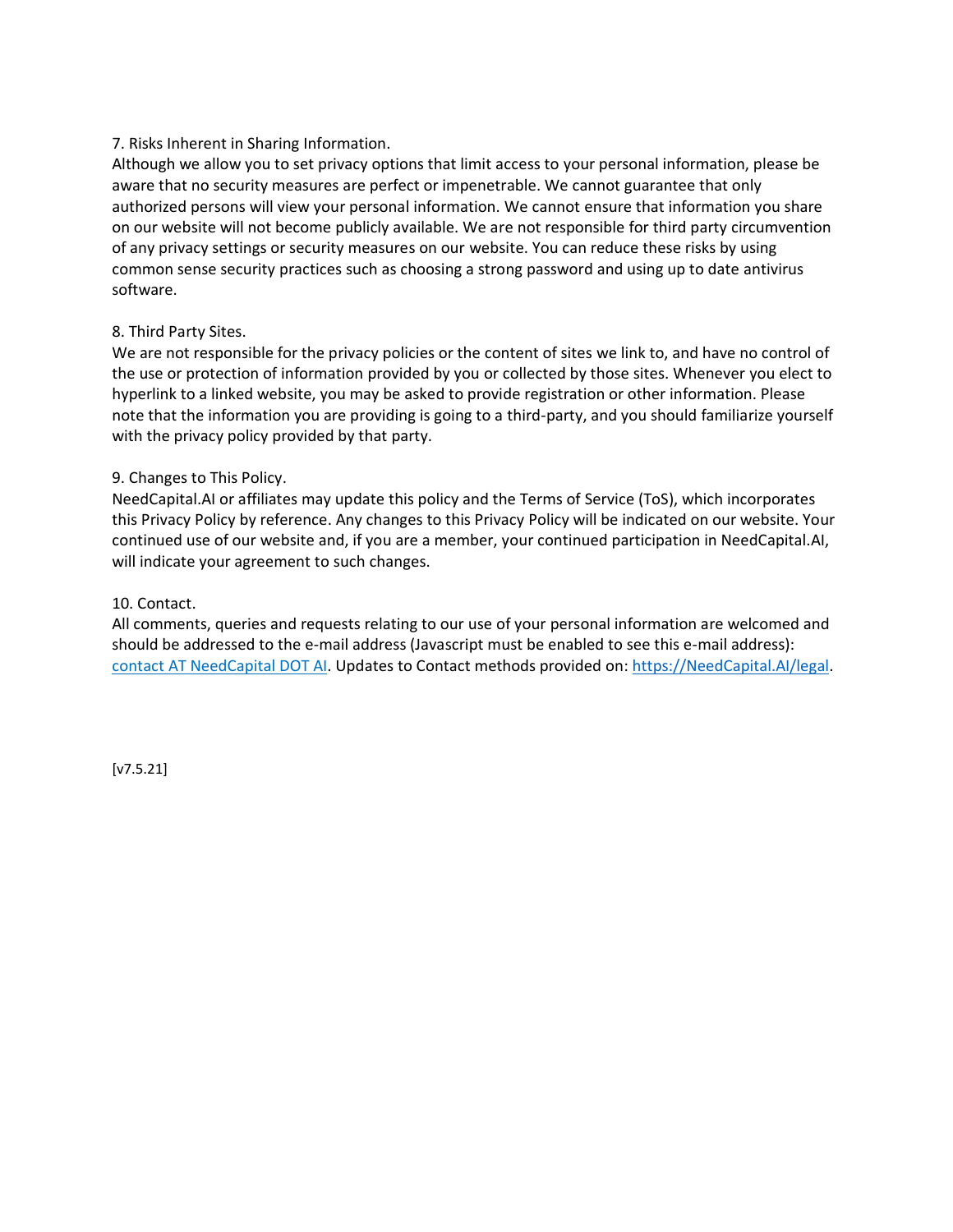7. Risks Inherent in Sharing Information.

Although we allow you to set privacy options that limit access to your personal information, please be aware that no security measures are perfect or impenetrable. We cannot guarantee that only authorized persons will view your personal information. We cannot ensure that information you share on our website will not become publicly available. We are not responsible for third party circumvention of any privacy settings or security measures on our website. You can reduce these risks by using common sense security practices such as choosing a strong password and using up to date antivirus software.

8. Third Party Sites.

We are not responsible for the privacy policies or the content of sites we link to, and have no control of the use or protection of information provided by you or collected by those sites. Whenever you elect to hyperlink to a linked website, you may be asked to provide registration or other information. Please note that the information you are providing is going to a third-party, and you should familiarize yourself with the privacy policy provided by that party.

9. Changes to This Policy.

NeedCapital.AI or affiliates may update this policy and the Terms of Service (ToS), which incorporates this Privacy Policy by reference. Any changes to this Privacy Policy will be indicated on our website. Your continued use of our website and, if you are a member, your continued participation in NeedCapital.AI, will indicate your agreement to such changes.

10. Contact.

All comments, queries and requests relating to our use of your personal information are welcomed and should be addressed to the e-mail address (Javascript must be enabled to see this e-mail address): contact AT NeedCapital DOT AI. Updates to Contact methods provided on: https://NeedCapital.AI/legal.

[v7.5.21]